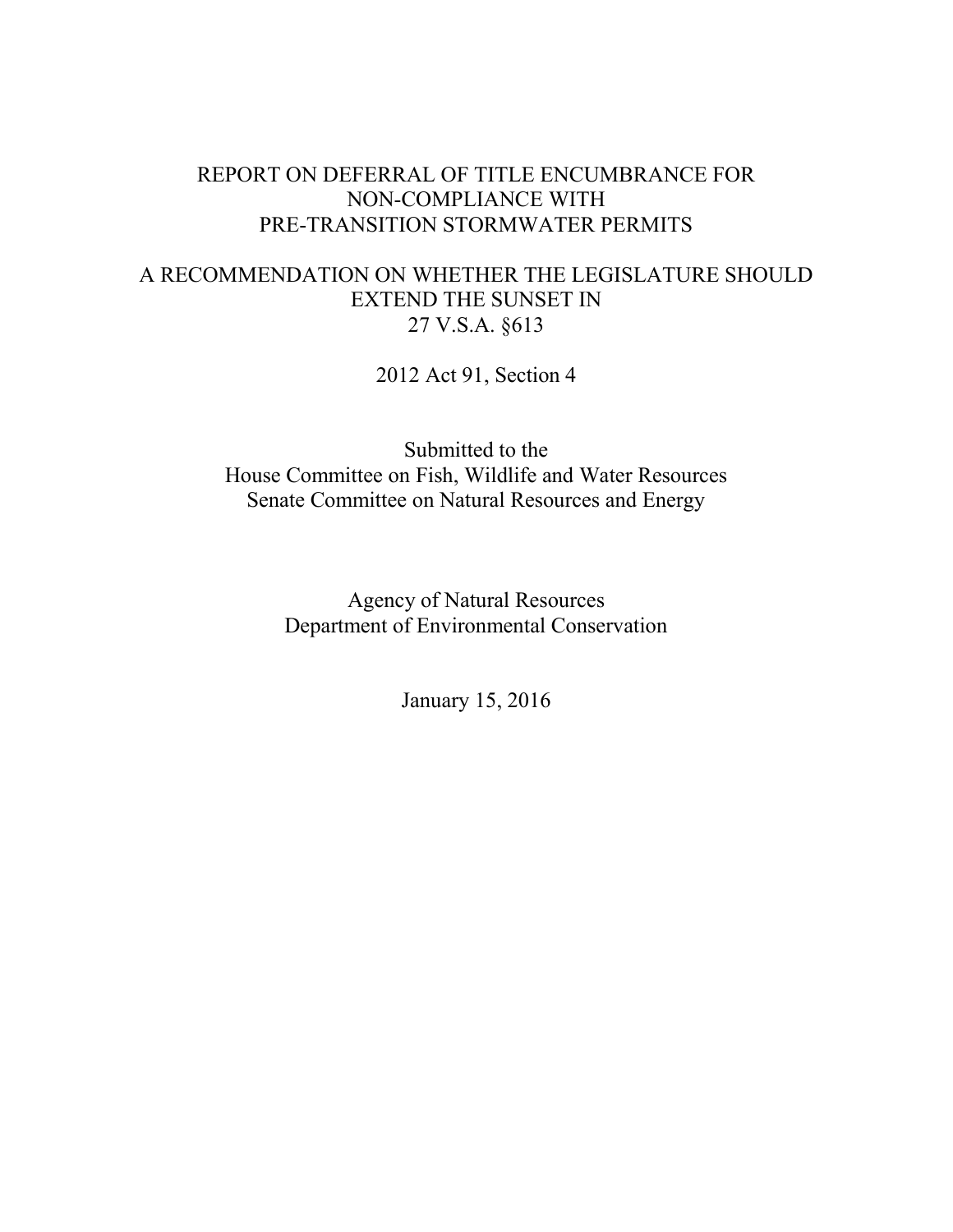# REPORT ON DEFERRAL OF TITLE ENCUMBRANCE FOR NON-COMPLIANCE WITH PRE-TRANSITION STORMWATER PERMITS

## A RECOMMENDATION ON WHETHER THE LEGISLATURE SHOULD EXTEND THE SUNSET IN 27 V.S.A. §613

2012 Act 91, Section 4

Submitted to the
House Committee on Fish, Wildlife and Water Resources
Senate Committee on Natural Resources and Energy

Agency of Natural Resources
Department of Environmental Conservation

January 15, 2016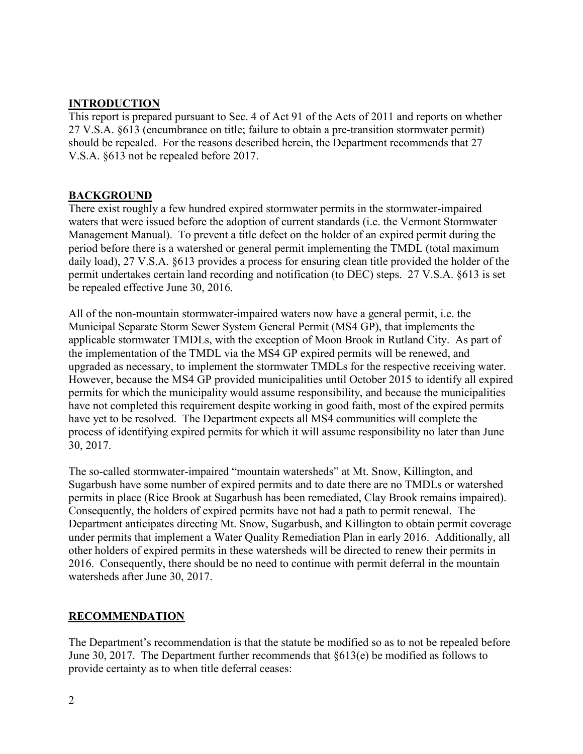## INTRODUCTION

This report is prepared pursuant to Sec. 4 of Act 91 of the Acts of 2011 and reports on whether 27 V.S.A. §613 (encumbrance on title; failure to obtain a pre-transition stormwater permit) should be repealed. For the reasons described herein, the Department recommends that 27 V.S.A. §613 not be repealed before 2017.

## BACKGROUND

There exist roughly a few hundred expired stormwater permits in the stormwater-impaired waters that were issued before the adoption of current standards (i.e. the Vermont Stormwater Management Manual). To prevent a title defect on the holder of an expired permit during the period before there is a watershed or general permit implementing the TMDL (total maximum daily load), 27 V.S.A. §613 provides a process for ensuring clean title provided the holder of the permit undertakes certain land recording and notification (to DEC) steps. 27 V.S.A. §613 is set be repealed effective June 30, 2016.

All of the non-mountain stormwater-impaired waters now have a general permit, i.e. the Municipal Separate Storm Sewer System General Permit (MS4 GP), that implements the applicable stormwater TMDLs, with the exception of Moon Brook in Rutland City. As part of the implementation of the TMDL via the MS4 GP expired permits will be renewed, and upgraded as necessary, to implement the stormwater TMDLs for the respective receiving water. However, because the MS4 GP provided municipalities until October 2015 to identify all expired permits for which the municipality would assume responsibility, and because the municipalities have not completed this requirement despite working in good faith, most of the expired permits have yet to be resolved. The Department expects all MS4 communities will complete the process of identifying expired permits for which it will assume responsibility no later than June 30, 2017.

The so-called stormwater-impaired "mountain watersheds" at Mt. Snow, Killington, and Sugarbush have some number of expired permits and to date there are no TMDLs or watershed permits in place (Rice Brook at Sugarbush has been remediated, Clay Brook remains impaired). Consequently, the holders of expired permits have not had a path to permit renewal. The Department anticipates directing Mt. Snow, Sugarbush, and Killington to obtain permit coverage under permits that implement a Water Quality Remediation Plan in early 2016. Additionally, all other holders of expired permits in these watersheds will be directed to renew their permits in 2016. Consequently, there should be no need to continue with permit deferral in the mountain watersheds after June 30, 2017.

## RECOMMENDATION

The Department's recommendation is that the statute be modified so as to not be repealed before June 30, 2017. The Department further recommends that §613(e) be modified as follows to provide certainty as to when title deferral ceases: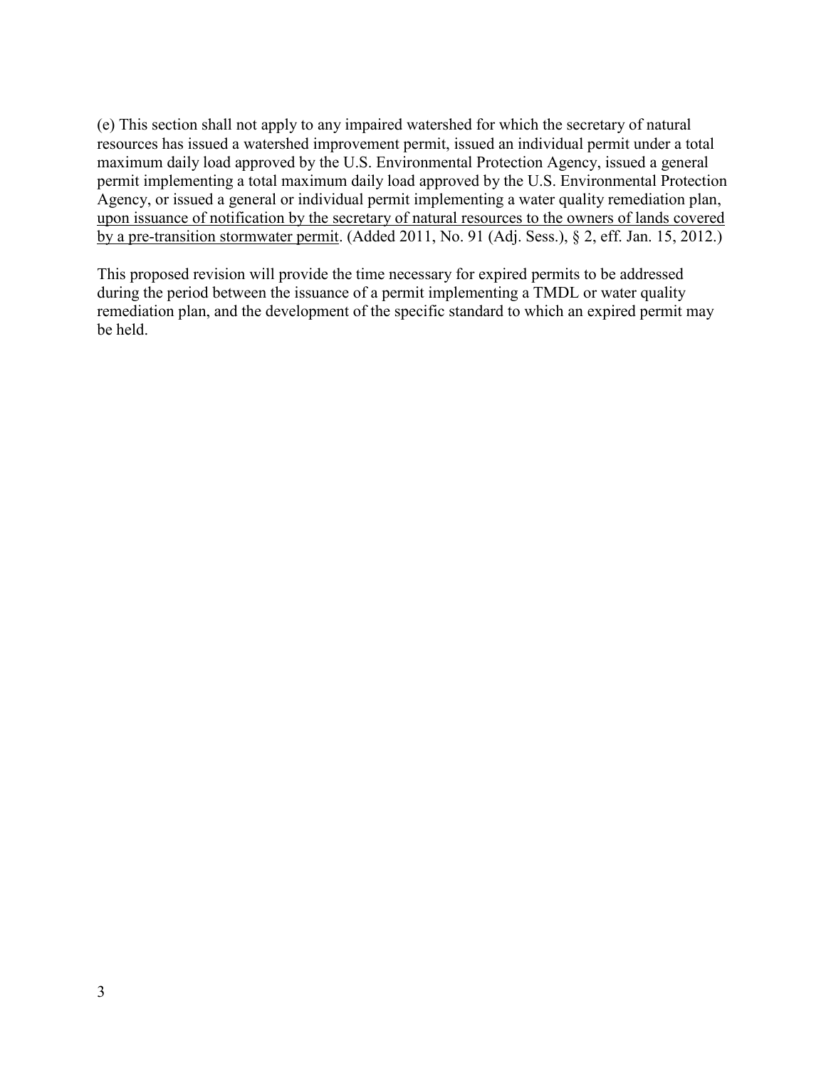(e) This section shall not apply to any impaired watershed for which the secretary of natural resources has issued a watershed improvement permit, issued an individual permit under a total maximum daily load approved by the U.S. Environmental Protection Agency, issued a general permit implementing a total maximum daily load approved by the U.S. Environmental Protection Agency, or issued a general or individual permit implementing a water quality remediation plan, <u>upon issuance of notification by the secretary of natural resources to the owners of lands covered by a pre-transition stormwater permit</u>. (Added 2011, No. 91 (Adj. Sess.), § 2, eff. Jan. 15, 2012.)

This proposed revision will provide the time necessary for expired permits to be addressed during the period between the issuance of a permit implementing a TMDL or water quality remediation plan, and the development of the specific standard to which an expired permit may be held.